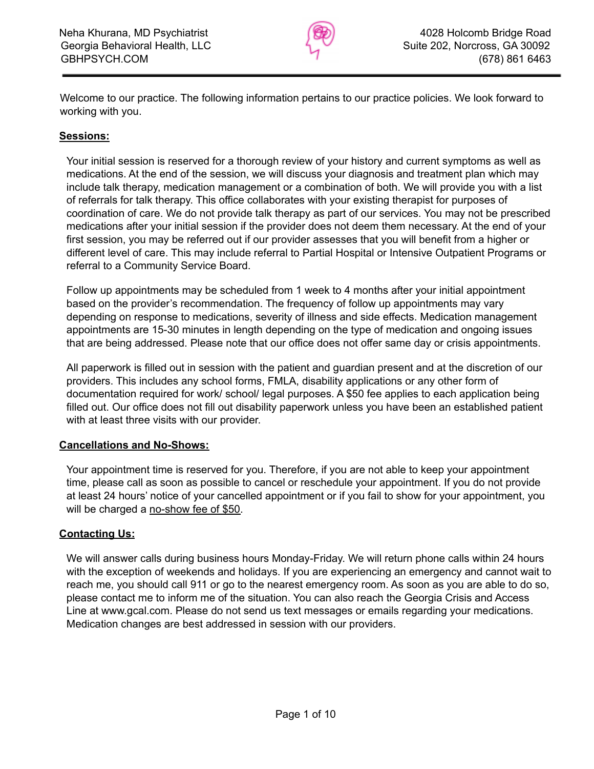Neha Khurana, MD Psychiatrist
Georgia Behavioral Health, LLC
GBHPSYCH.COM

4028 Holcomb Bridge Road
Suite 202, Norcross, GA 30092
(678) 861 6463

---

Welcome to our practice. The following information pertains to our practice policies. We look forward to working with you.

## Sessions:

Your initial session is reserved for a thorough review of your history and current symptoms as well as medications. At the end of the session, we will discuss your diagnosis and treatment plan which may include talk therapy, medication management or a combination of both. We will provide you with a list of referrals for talk therapy. This office collaborates with your existing therapist for purposes of coordination of care. We do not provide talk therapy as part of our services. You may not be prescribed medications after your initial session if the provider does not deem them necessary. At the end of your first session, you may be referred out if our provider assesses that you will benefit from a higher or different level of care. This may include referral to Partial Hospital or Intensive Outpatient Programs or referral to a Community Service Board.

Follow up appointments may be scheduled from 1 week to 4 months after your initial appointment based on the provider's recommendation. The frequency of follow up appointments may vary depending on response to medications, severity of illness and side effects. Medication management appointments are 15-30 minutes in length depending on the type of medication and ongoing issues that are being addressed. Please note that our office does not offer same day or crisis appointments.

All paperwork is filled out in session with the patient and guardian present and at the discretion of our providers. This includes any school forms, FMLA, disability applications or any other form of documentation required for work/ school/ legal purposes. A $50 fee applies to each application being filled out. Our office does not fill out disability paperwork unless you have been an established patient with at least three visits with our provider.

## Cancellations and No-Shows:

Your appointment time is reserved for you. Therefore, if you are not able to keep your appointment time, please call as soon as possible to cancel or reschedule your appointment. If you do not provide at least 24 hours' notice of your cancelled appointment or if you fail to show for your appointment, you will be charged a <u>no-show fee of $50</u>.

## Contacting Us:

We will answer calls during business hours Monday-Friday. We will return phone calls within 24 hours with the exception of weekends and holidays. If you are experiencing an emergency and cannot wait to reach me, you should call 911 or go to the nearest emergency room. As soon as you are able to do so, please contact me to inform me of the situation. You can also reach the Georgia Crisis and Access Line at www.gcal.com. Please do not send us text messages or emails regarding your medications. Medication changes are best addressed in session with our providers.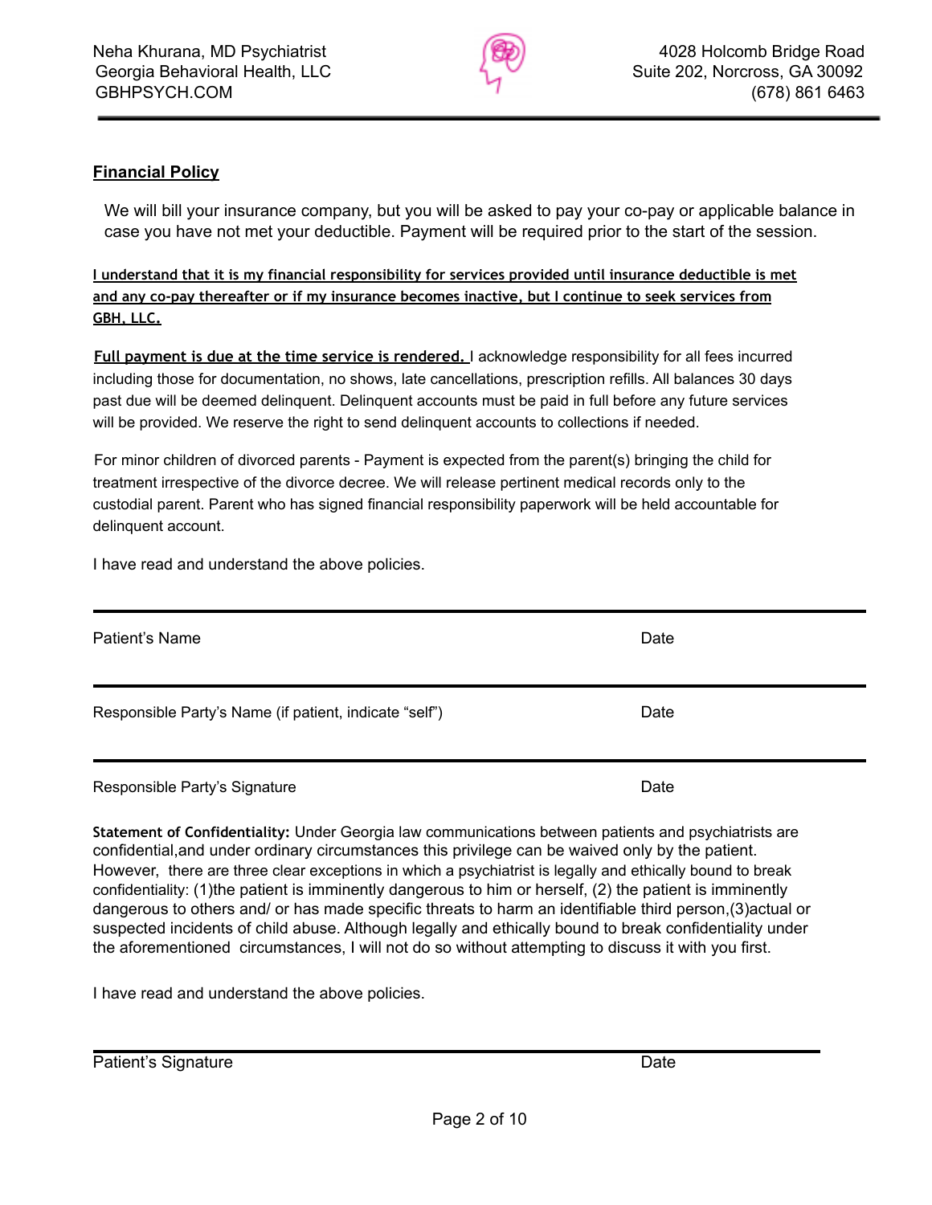Neha Khurana, MD Psychiatrist
Georgia Behavioral Health, LLC
GBHPSYCH.COM

4028 Holcomb Bridge Road
Suite 202, Norcross, GA 30092
(678) 861 6463

## **Financial Policy**

We will bill your insurance company, but you will be asked to pay your co-pay or applicable balance in case you have not met your deductible. Payment will be required prior to the start of the session.

**I understand that it is my financial responsibility for services provided until insurance deductible is met and any co-pay thereafter or if my insurance becomes inactive, but I continue to seek services from GBH, LLC.**

**Full payment is due at the time service is rendered.** I acknowledge responsibility for all fees incurred including those for documentation, no shows, late cancellations, prescription refills. All balances 30 days past due will be deemed delinquent. Delinquent accounts must be paid in full before any future services will be provided. We reserve the right to send delinquent accounts to collections if needed.

For minor children of divorced parents - Payment is expected from the parent(s) bringing the child for treatment irrespective of the divorce decree. We will release pertinent medical records only to the custodial parent. Parent who has signed financial responsibility paperwork will be held accountable for delinquent account.

I have read and understand the above policies.

---

Patient's Name — Date

---

Responsible Party's Name (if patient, indicate "self") — Date

---

Responsible Party's Signature — Date

**Statement of Confidentiality:** Under Georgia law communications between patients and psychiatrists are confidential,and under ordinary circumstances this privilege can be waived only by the patient. However, there are three clear exceptions in which a psychiatrist is legally and ethically bound to break confidentiality: (1)the patient is imminently dangerous to him or herself, (2) the patient is imminently dangerous to others and/ or has made specific threats to harm an identifiable third person,(3)actual or suspected incidents of child abuse. Although legally and ethically bound to break confidentiality under the aforementioned circumstances, I will not do so without attempting to discuss it with you first.

I have read and understand the above policies.

---

Patient's Signature — Date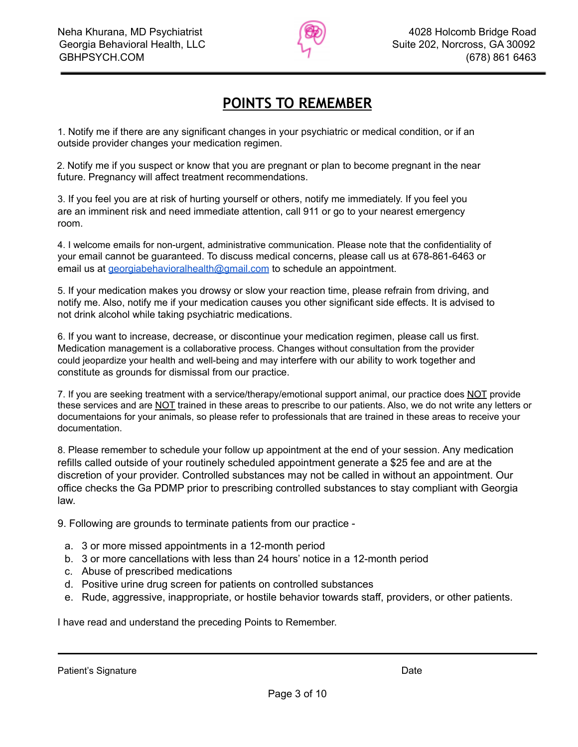# POINTS TO REMEMBER

1. Notify me if there are any significant changes in your psychiatric or medical condition, or if an outside provider changes your medication regimen.

2. Notify me if you suspect or know that you are pregnant or plan to become pregnant in the near future. Pregnancy will affect treatment recommendations.

3. If you feel you are at risk of hurting yourself or others, notify me immediately. If you feel you are an imminent risk and need immediate attention, call 911 or go to your nearest emergency room.

4. I welcome emails for non-urgent, administrative communication. Please note that the confidentiality of your email cannot be guaranteed. To discuss medical concerns, please call us at 678-861-6463 or email us at georgiabehavioralhealth@gmail.com to schedule an appointment.

5. If your medication makes you drowsy or slow your reaction time, please refrain from driving, and notify me. Also, notify me if your medication causes you other significant side effects. It is advised to not drink alcohol while taking psychiatric medications.

6. If you want to increase, decrease, or discontinue your medication regimen, please call us first. Medication management is a collaborative process. Changes without consultation from the provider could jeopardize your health and well-being and may interfere with our ability to work together and constitute as grounds for dismissal from our practice.

7. If you are seeking treatment with a service/therapy/emotional support animal, our practice does NOT provide these services and are NOT trained in these areas to prescribe to our patients. Also, we do not write any letters or documentaions for your animals, so please refer to professionals that are trained in these areas to receive your documentation.

8. Please remember to schedule your follow up appointment at the end of your session. Any medication refills called outside of your routinely scheduled appointment generate a $25 fee and are at the discretion of your provider. Controlled substances may not be called in without an appointment. Our office checks the Ga PDMP prior to prescribing controlled substances to stay compliant with Georgia law.

9. Following are grounds to terminate patients from our practice -

   a. 3 or more missed appointments in a 12-month period
   b. 3 or more cancellations with less than 24 hours' notice in a 12-month period
   c. Abuse of prescribed medications
   d. Positive urine drug screen for patients on controlled substances
   e. Rude, aggressive, inappropriate, or hostile behavior towards staff, providers, or other patients.

I have read and understand the preceding Points to Remember.

---

Patient's Signature                                                                 Date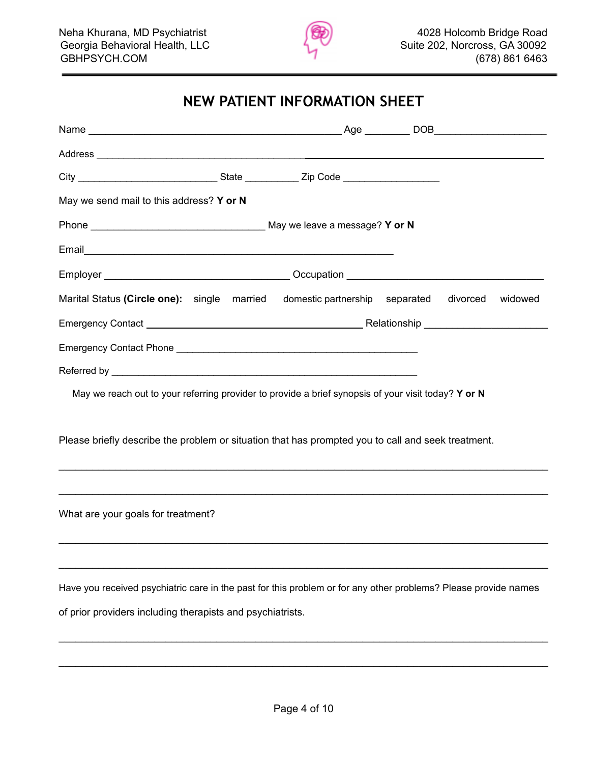Neha Khurana, MD Psychiatrist
Georgia Behavioral Health, LLC
GBHPSYCH.COM

4028 Holcomb Bridge Road
Suite 202, Norcross, GA 30092
(678) 861 6463

# NEW PATIENT INFORMATION SHEET

Name _______________________________________________ Age ________ DOB____________________

Address ___________________________________________________________________________________

City _________________________ State __________ Zip Code _________________

May we send mail to this address? **Y or N**

Phone _______________________________ May we leave a message? **Y or N**

Email_______________________________________________________

Employer _________________________________ Occupation ___________________________________

Marital Status **(Circle one):** single married domestic partnership separated divorced widowed

Emergency Contact ______________________________________ Relationship _____________________

Emergency Contact Phone ___________________________________________

Referred by _______________________________________________________

May we reach out to your referring provider to provide a brief synopsis of your visit today? **Y or N**

Please briefly describe the problem or situation that has prompted you to call and seek treatment.

_____________________________________________________________________________________

_____________________________________________________________________________________

What are your goals for treatment?

_____________________________________________________________________________________

_____________________________________________________________________________________

Have you received psychiatric care in the past for this problem or for any other problems? Please provide names of prior providers including therapists and psychiatrists.

_____________________________________________________________________________________

_____________________________________________________________________________________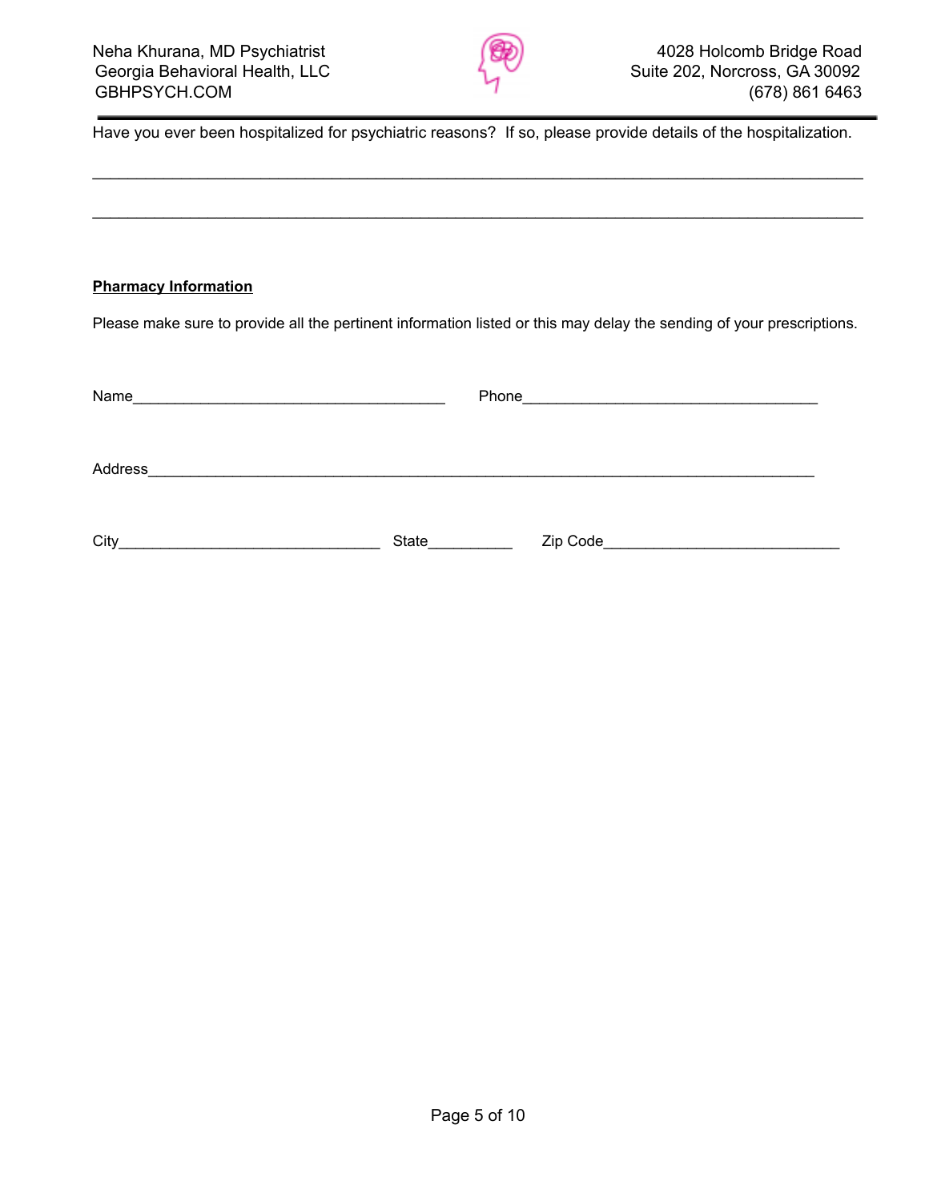Have you ever been hospitalized for psychiatric reasons?  If so, please provide details of the hospitalization.

_______________________________________________________________________________________

_______________________________________________________________________________________

**Pharmacy Information**

Please make sure to provide all the pertinent information listed or this may delay the sending of your prescriptions.

Name____________________________________   Phone__________________________________

Address_____________________________________________________________________________

City______________________________   State__________   Zip Code___________________________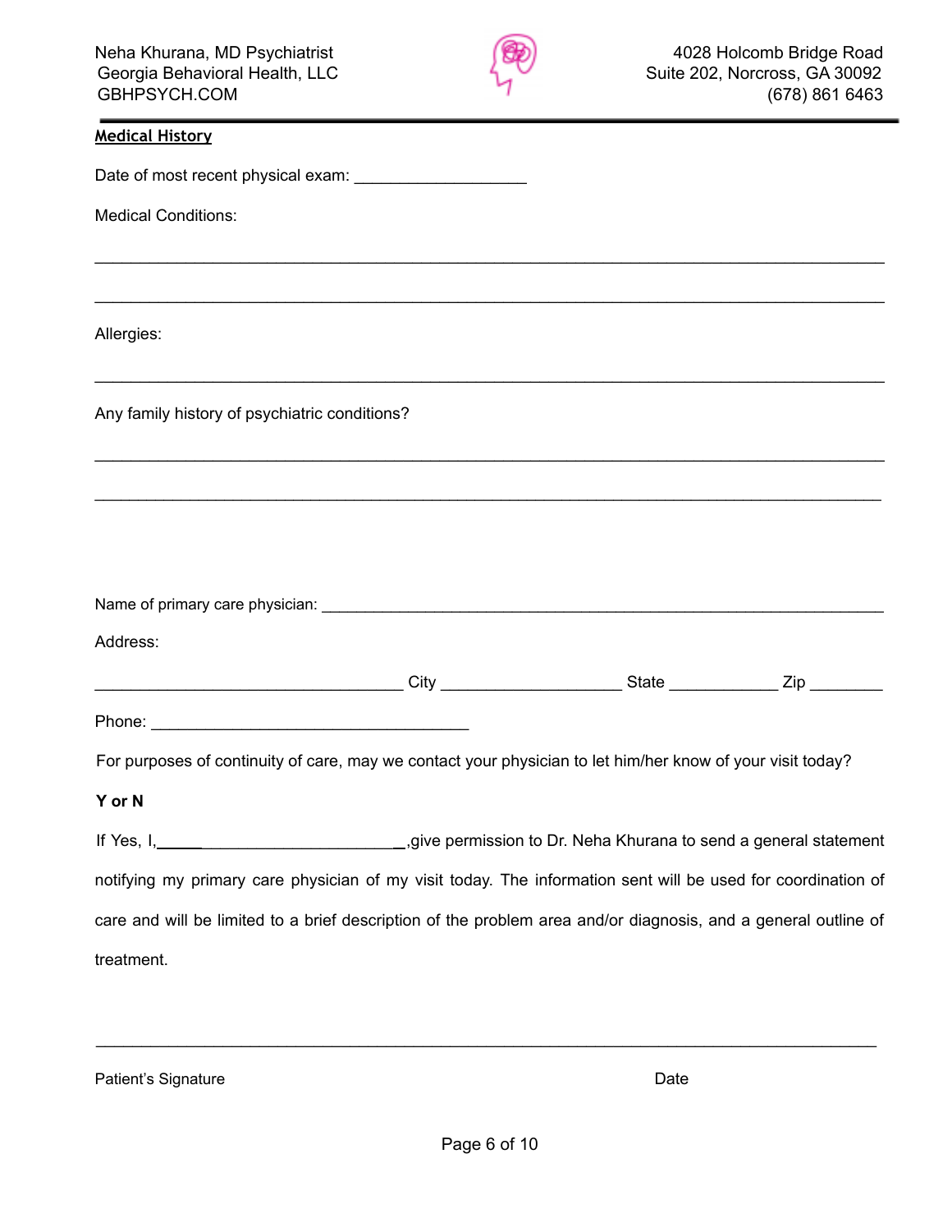## Medical History

Date of most recent physical exam: ___________________

Medical Conditions:

_______________________________________________________________________________

_______________________________________________________________________________

Allergies:

_______________________________________________________________________________

Any family history of psychiatric conditions?

_______________________________________________________________________________

_______________________________________________________________________________

Name of primary care physician: _____________________________________________________________

Address:

_________________________________ City ___________________ State ___________ Zip ________

Phone: ___________________________________

For purposes of continuity of care, may we contact your physician to let him/her know of your visit today?

**Y or N**

If Yes, I,_____________________________,give permission to Dr. Neha Khurana to send a general statement notifying my primary care physician of my visit today. The information sent will be used for coordination of care and will be limited to a brief description of the problem area and/or diagnosis, and a general outline of treatment.

_______________________________________________________________________________

Patient's Signature                                                                                   Date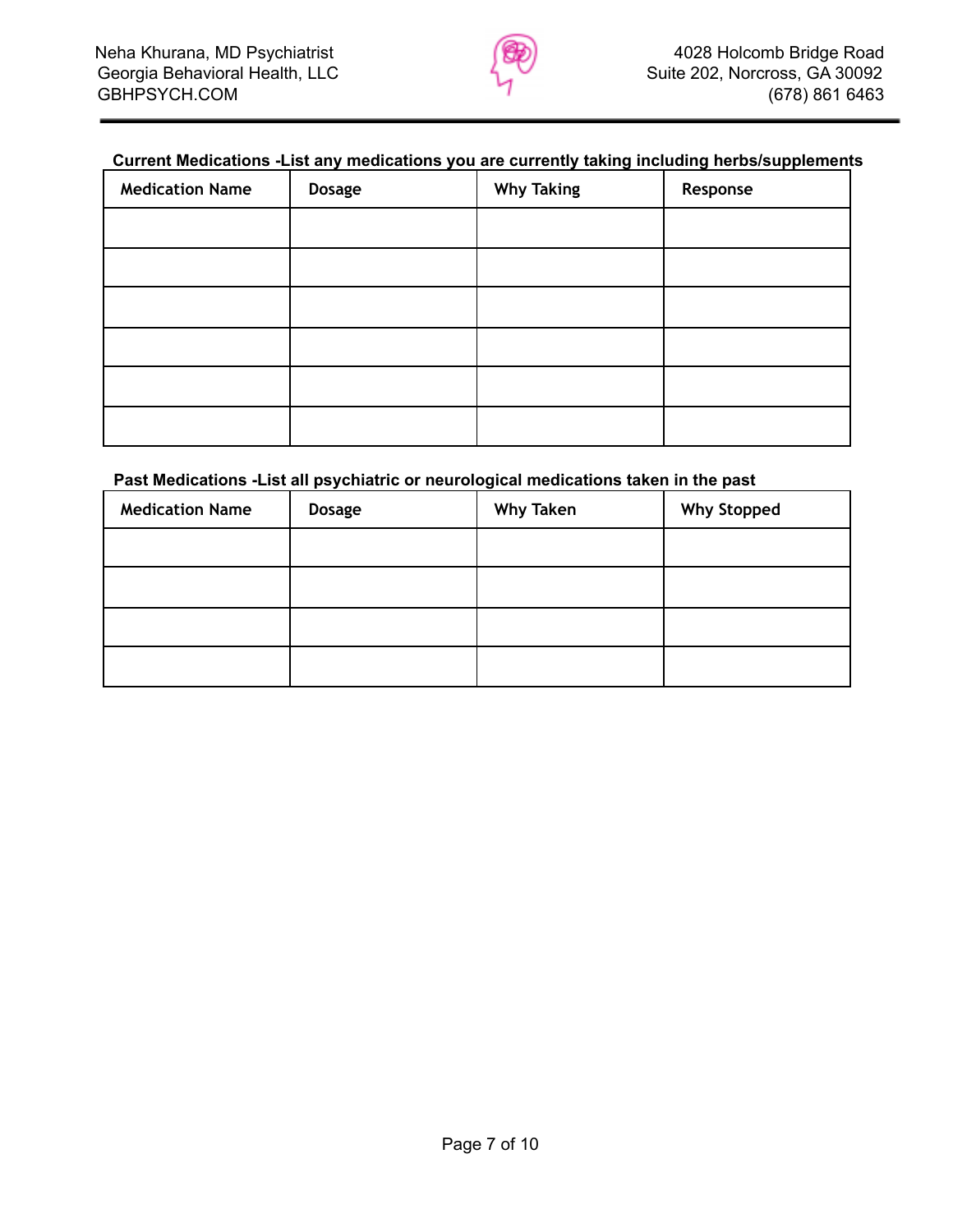**Current Medications -List any medications you are currently taking including herbs/supplements**

| Medication Name | Dosage | Why Taking | Response |
|---|---|---|---|
| | | | |
| | | | |
| | | | |
| | | | |
| | | | |
| | | | |

**Past Medications -List all psychiatric or neurological medications taken in the past**

| Medication Name | Dosage | Why Taken | Why Stopped |
|---|---|---|---|
| | | | |
| | | | |
| | | | |
| | | | |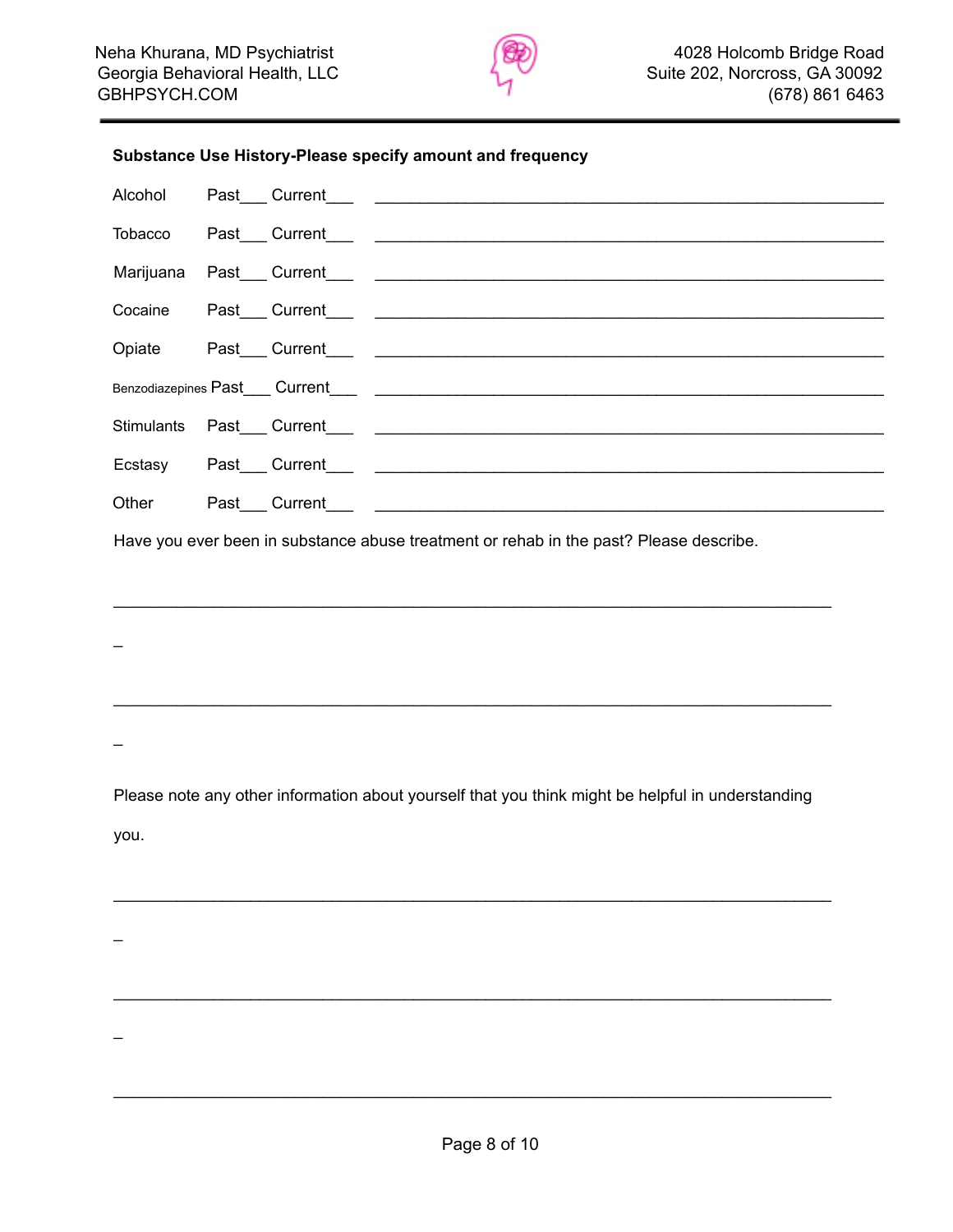**Substance Use History-Please specify amount and frequency**

Alcohol Past___ Current___ ____________________________________________

Tobacco Past___ Current___ ____________________________________________

Marijuana Past___ Current___ ____________________________________________

Cocaine Past___ Current___ ____________________________________________

Opiate Past___ Current___ ____________________________________________

Benzodiazepines Past___ Current___ ____________________________________________

Stimulants Past___ Current___ ____________________________________________

Ecstasy Past___ Current___ ____________________________________________

Other Past___ Current___ ____________________________________________

Have you ever been in substance abuse treatment or rehab in the past? Please describe.

______________________________________________________________________

_

______________________________________________________________________

_

Please note any other information about yourself that you think might be helpful in understanding you.

______________________________________________________________________

_

______________________________________________________________________

_

______________________________________________________________________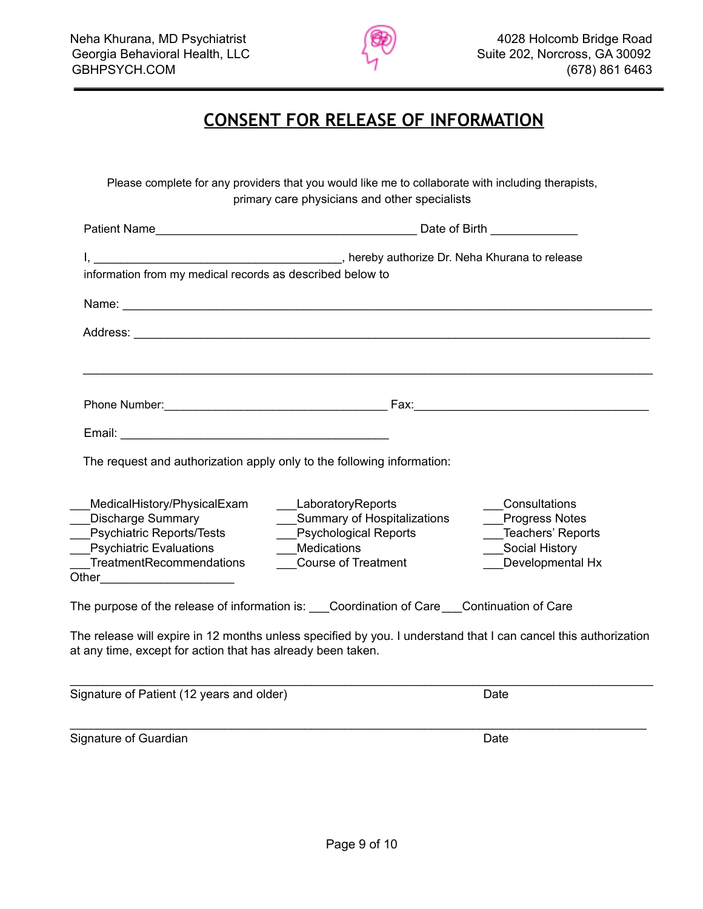Neha Khurana, MD Psychiatrist
Georgia Behavioral Health, LLC
GBHPSYCH.COM

4028 Holcomb Bridge Road
Suite 202, Norcross, GA 30092
(678) 861 6463

# CONSENT FOR RELEASE OF INFORMATION

Please complete for any providers that you would like me to collaborate with including therapists, primary care physicians and other specialists

Patient Name_______________________________________ Date of Birth _____________

I, _____________________________________, hereby authorize Dr. Neha Khurana to release information from my medical records as described below to

Name: ________________________________________________________________________________

Address: ______________________________________________________________________________

_______________________________________________________________________________________

Phone Number:__________________________________ Fax:___________________________________

Email: _________________________________________

The request and authorization apply only to the following information:

___MedicalHistory/PhysicalExam
___Discharge Summary
___Psychiatric Reports/Tests
___Psychiatric Evaluations
___TreatmentRecommendations
Other____________________

___LaboratoryReports
___Summary of Hospitalizations
___Psychological Reports
___Medications
___Course of Treatment

___Consultations
___Progress Notes
___Teachers' Reports
___Social History
___Developmental Hx

The purpose of the release of information is: ___Coordination of Care___Continuation of Care

The release will expire in 12 months unless specified by you. I understand that I can cancel this authorization at any time, except for action that has already been taken.

_______________________________________________________________________________________
Signature of Patient (12 years and older) Date

_______________________________________________________________________________________
Signature of Guardian Date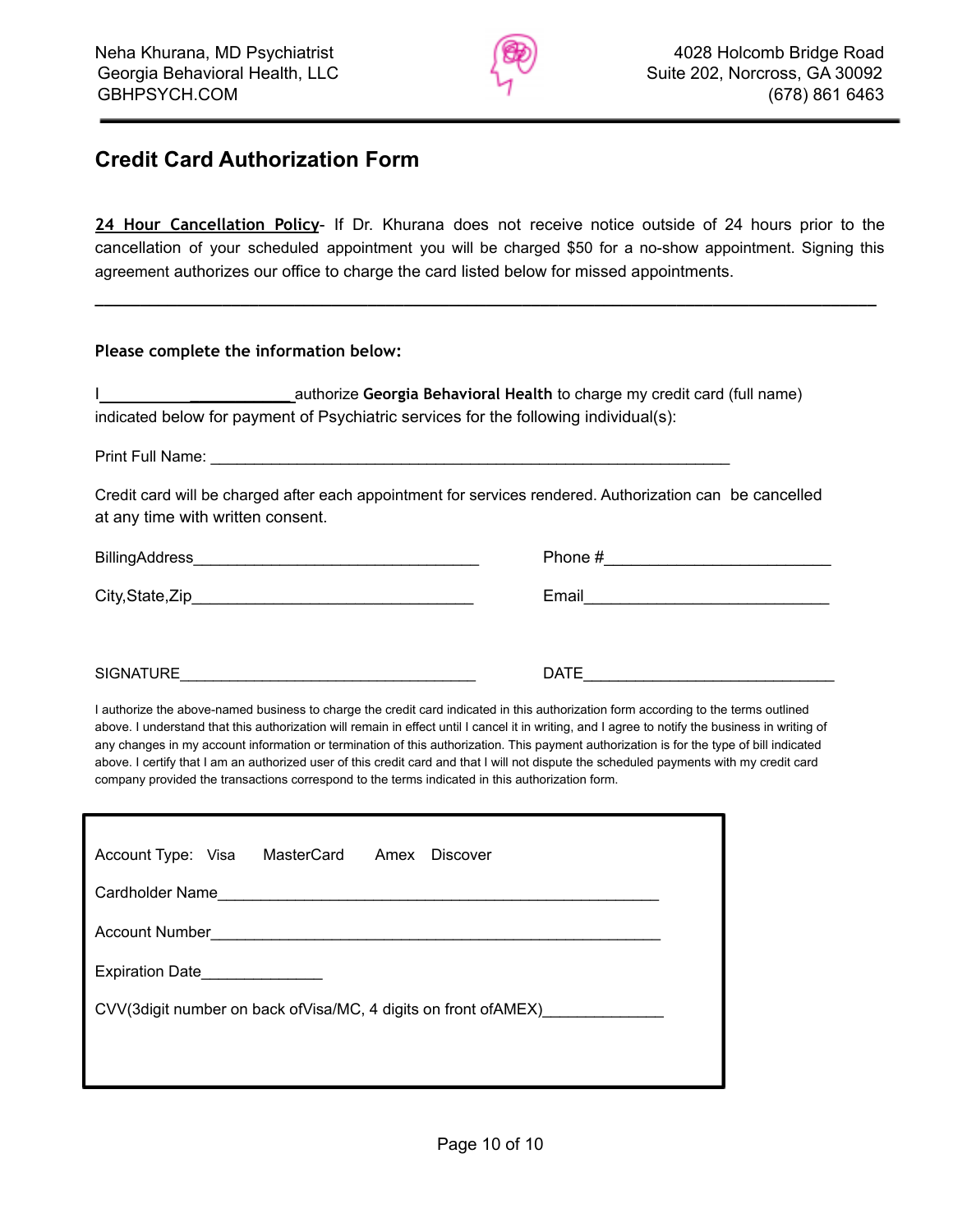Neha Khurana, MD Psychiatrist
Georgia Behavioral Health, LLC
GBHPSYCH.COM

4028 Holcomb Bridge Road
Suite 202, Norcross, GA 30092
(678) 861 6463

## Credit Card Authorization Form

**24 Hour Cancellation Policy**- If Dr. Khurana does not receive notice outside of 24 hours prior to the cancellation of your scheduled appointment you will be charged $50 for a no-show appointment. Signing this agreement authorizes our office to charge the card listed below for missed appointments.

---

**Please complete the information below:**

I_______________________authorize **Georgia Behavioral Health** to charge my credit card (full name) indicated below for payment of Psychiatric services for the following individual(s):

Print Full Name: ___________________________________________________________

Credit card will be charged after each appointment for services rendered. Authorization can be cancelled at any time with written consent.

BillingAddress________________________________ Phone #________________________

City,State,Zip________________________________ Email___________________________

SIGNATURE__________________________________ DATE____________________________

I authorize the above-named business to charge the credit card indicated in this authorization form according to the terms outlined above. I understand that this authorization will remain in effect until I cancel it in writing, and I agree to notify the business in writing of any changes in my account information or termination of this authorization. This payment authorization is for the type of bill indicated above. I certify that I am an authorized user of this credit card and that I will not dispute the scheduled payments with my credit card company provided the transactions correspond to the terms indicated in this authorization form.

Account Type: Visa MasterCard Amex Discover

Cardholder Name__________________________________________________

Account Number__________________________________________________

Expiration Date_____________

CVV(3digit number on back ofVisa/MC, 4 digits on front ofAMEX)_____________